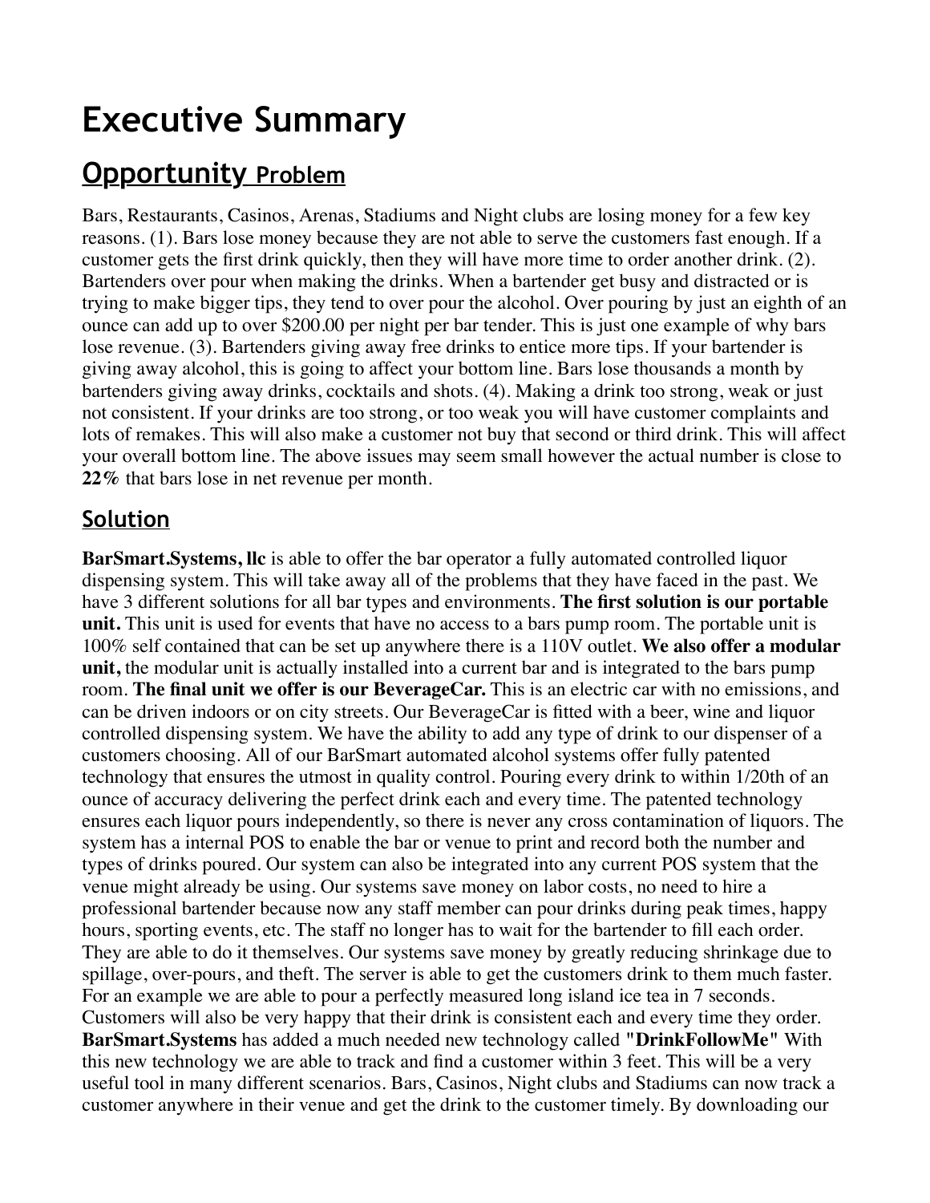# Executive Summary

## Opportunity Problem

Bars, Restaurants, Casinos, Arenas, Stadiums and Night clubs are losing money for a few key reasons. (1). Bars lose money because they are not able to serve the customers fast enough. If a customer gets the first drink quickly, then they will have more time to order another drink. (2). Bartenders over pour when making the drinks. When a bartender get busy and distracted or is trying to make bigger tips, they tend to over pour the alcohol. Over pouring by just an eighth of an ounce can add up to over $200.00 per night per bar tender. This is just one example of why bars lose revenue. (3). Bartenders giving away free drinks to entice more tips. If your bartender is giving away alcohol, this is going to affect your bottom line. Bars lose thousands a month by bartenders giving away drinks, cocktails and shots. (4). Making a drink too strong, weak or just not consistent. If your drinks are too strong, or too weak you will have customer complaints and lots of remakes. This will also make a customer not buy that second or third drink. This will affect your overall bottom line. The above issues may seem small however the actual number is close to **22%** that bars lose in net revenue per month.

## Solution

**BarSmart.Systems, llc** is able to offer the bar operator a fully automated controlled liquor dispensing system. This will take away all of the problems that they have faced in the past. We have 3 different solutions for all bar types and environments. **The first solution is our portable unit.** This unit is used for events that have no access to a bars pump room. The portable unit is 100% self contained that can be set up anywhere there is a 110V outlet. **We also offer a modular unit,** the modular unit is actually installed into a current bar and is integrated to the bars pump room. **The final unit we offer is our BeverageCar.** This is an electric car with no emissions, and can be driven indoors or on city streets. Our BeverageCar is fitted with a beer, wine and liquor controlled dispensing system. We have the ability to add any type of drink to our dispenser of a customers choosing. All of our BarSmart automated alcohol systems offer fully patented technology that ensures the utmost in quality control. Pouring every drink to within 1/20th of an ounce of accuracy delivering the perfect drink each and every time. The patented technology ensures each liquor pours independently, so there is never any cross contamination of liquors. The system has a internal POS to enable the bar or venue to print and record both the number and types of drinks poured. Our system can also be integrated into any current POS system that the venue might already be using. Our systems save money on labor costs, no need to hire a professional bartender because now any staff member can pour drinks during peak times, happy hours, sporting events, etc. The staff no longer has to wait for the bartender to fill each order. They are able to do it themselves. Our systems save money by greatly reducing shrinkage due to spillage, over-pours, and theft. The server is able to get the customers drink to them much faster. For an example we are able to pour a perfectly measured long island ice tea in 7 seconds. Customers will also be very happy that their drink is consistent each and every time they order. **BarSmart.Systems** has added a much needed new technology called "**DrinkFollowMe**" With this new technology we are able to track and find a customer within 3 feet. This will be a very useful tool in many different scenarios. Bars, Casinos, Night clubs and Stadiums can now track a customer anywhere in their venue and get the drink to the customer timely. By downloading our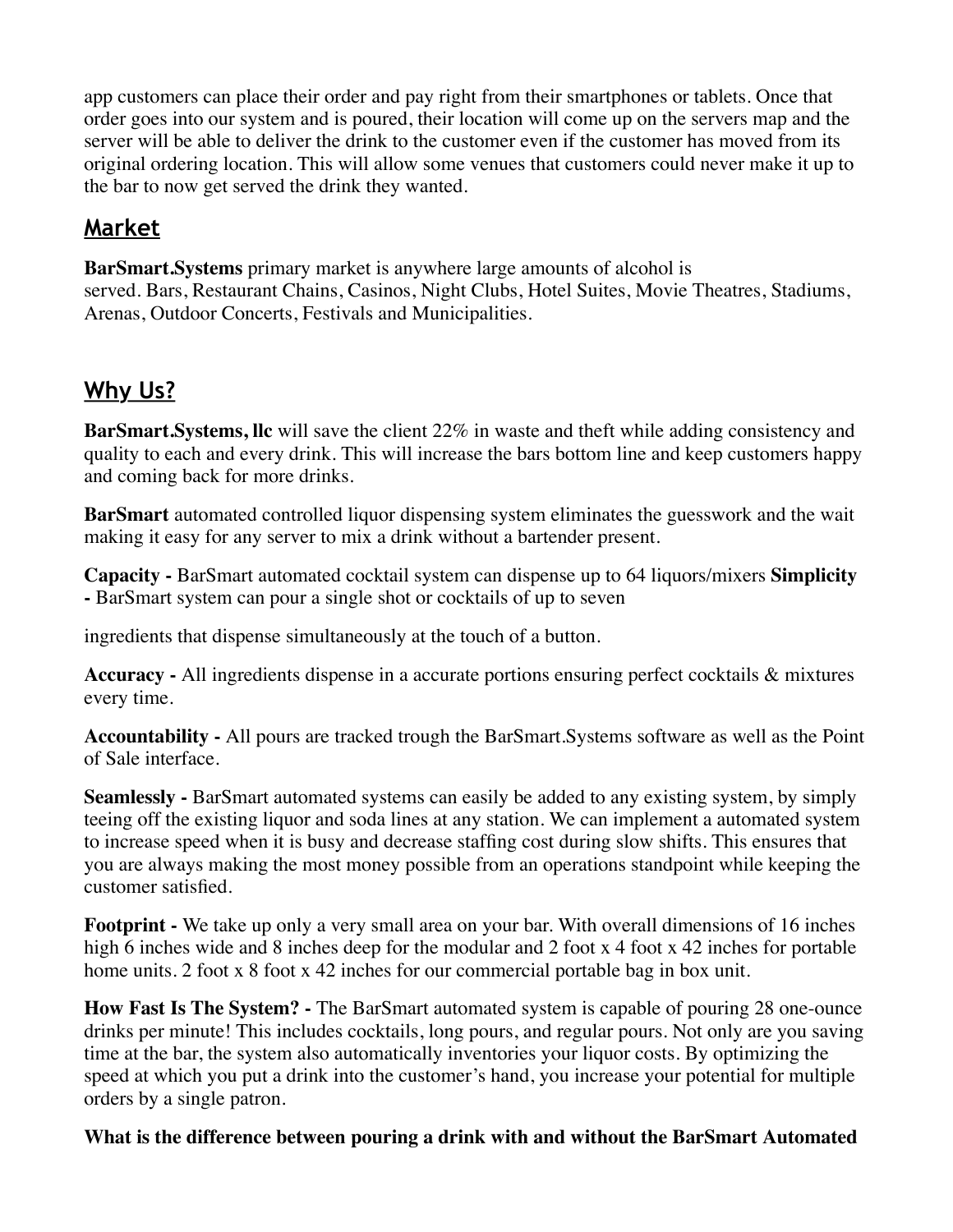app customers can place their order and pay right from their smartphones or tablets. Once that order goes into our system and is poured, their location will come up on the servers map and the server will be able to deliver the drink to the customer even if the customer has moved from its original ordering location. This will allow some venues that customers could never make it up to the bar to now get served the drink they wanted.

## Market

**BarSmart.Systems** primary market is anywhere large amounts of alcohol is served. Bars, Restaurant Chains, Casinos, Night Clubs, Hotel Suites, Movie Theatres, Stadiums, Arenas, Outdoor Concerts, Festivals and Municipalities.

## Why Us?

**BarSmart.Systems, llc** will save the client 22% in waste and theft while adding consistency and quality to each and every drink. This will increase the bars bottom line and keep customers happy and coming back for more drinks.

**BarSmart** automated controlled liquor dispensing system eliminates the guesswork and the wait making it easy for any server to mix a drink without a bartender present.

**Capacity -** BarSmart automated cocktail system can dispense up to 64 liquors/mixers **Simplicity -** BarSmart system can pour a single shot or cocktails of up to seven

ingredients that dispense simultaneously at the touch of a button.

**Accuracy -** All ingredients dispense in a accurate portions ensuring perfect cocktails & mixtures every time.

**Accountability -** All pours are tracked trough the BarSmart.Systems software as well as the Point of Sale interface.

**Seamlessly -** BarSmart automated systems can easily be added to any existing system, by simply teeing off the existing liquor and soda lines at any station. We can implement a automated system to increase speed when it is busy and decrease staffing cost during slow shifts. This ensures that you are always making the most money possible from an operations standpoint while keeping the customer satisfied.

**Footprint -** We take up only a very small area on your bar. With overall dimensions of 16 inches high 6 inches wide and 8 inches deep for the modular and 2 foot x 4 foot x 42 inches for portable home units. 2 foot x 8 foot x 42 inches for our commercial portable bag in box unit.

**How Fast Is The System? -** The BarSmart automated system is capable of pouring 28 one-ounce drinks per minute! This includes cocktails, long pours, and regular pours. Not only are you saving time at the bar, the system also automatically inventories your liquor costs. By optimizing the speed at which you put a drink into the customer's hand, you increase your potential for multiple orders by a single patron.

**What is the difference between pouring a drink with and without the BarSmart Automated**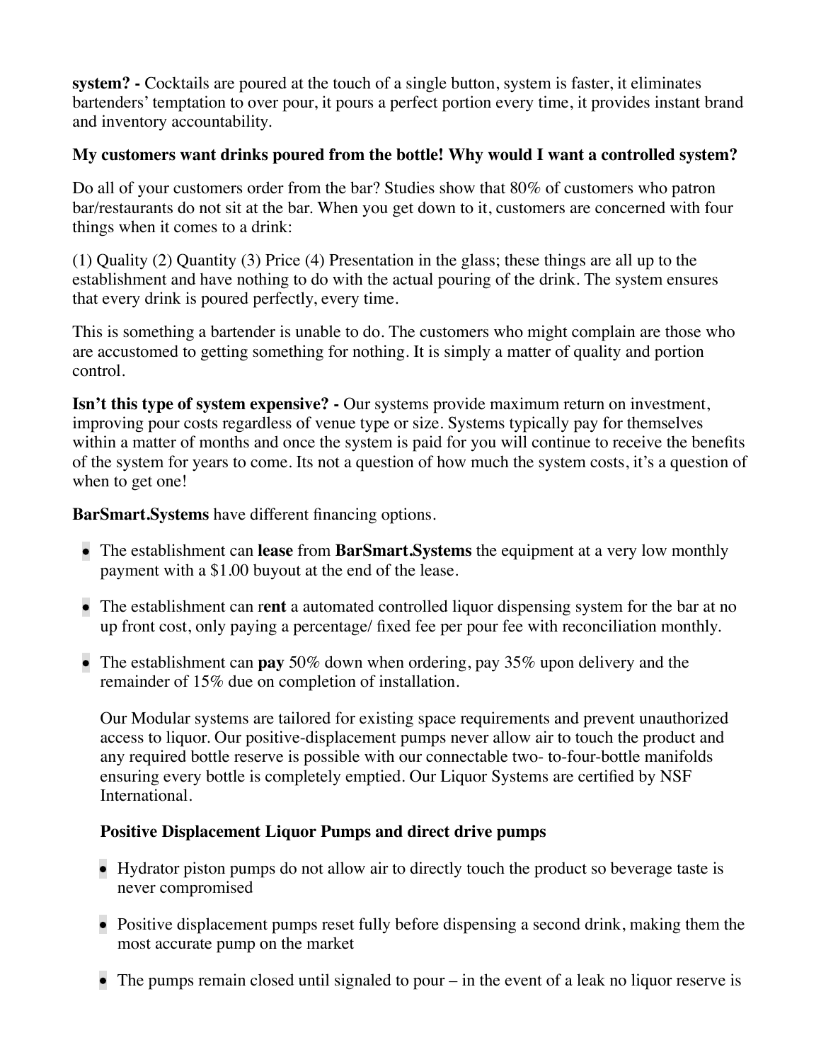**system? -** Cocktails are poured at the touch of a single button, system is faster, it eliminates bartenders' temptation to over pour, it pours a perfect portion every time, it provides instant brand and inventory accountability.

**My customers want drinks poured from the bottle! Why would I want a controlled system?**

Do all of your customers order from the bar? Studies show that 80% of customers who patron bar/restaurants do not sit at the bar. When you get down to it, customers are concerned with four things when it comes to a drink:

(1) Quality (2) Quantity (3) Price (4) Presentation in the glass; these things are all up to the establishment and have nothing to do with the actual pouring of the drink. The system ensures that every drink is poured perfectly, every time.

This is something a bartender is unable to do. The customers who might complain are those who are accustomed to getting something for nothing. It is simply a matter of quality and portion control.

**Isn't this type of system expensive? -** Our systems provide maximum return on investment, improving pour costs regardless of venue type or size. Systems typically pay for themselves within a matter of months and once the system is paid for you will continue to receive the benefits of the system for years to come. Its not a question of how much the system costs, it's a question of when to get one!

**BarSmart.Systems** have different financing options.

- The establishment can **lease** from **BarSmart.Systems** the equipment at a very low monthly payment with a $1.00 buyout at the end of the lease.
- The establishment can r**ent** a automated controlled liquor dispensing system for the bar at no up front cost, only paying a percentage/ fixed fee per pour fee with reconciliation monthly.
- The establishment can **pay** 50% down when ordering, pay 35% upon delivery and the remainder of 15% due on completion of installation.

  Our Modular systems are tailored for existing space requirements and prevent unauthorized access to liquor. Our positive-displacement pumps never allow air to touch the product and any required bottle reserve is possible with our connectable two- to-four-bottle manifolds ensuring every bottle is completely emptied. Our Liquor Systems are certified by NSF International.

  **Positive Displacement Liquor Pumps and direct drive pumps**

  - Hydrator piston pumps do not allow air to directly touch the product so beverage taste is never compromised
  - Positive displacement pumps reset fully before dispensing a second drink, making them the most accurate pump on the market
  - The pumps remain closed until signaled to pour – in the event of a leak no liquor reserve is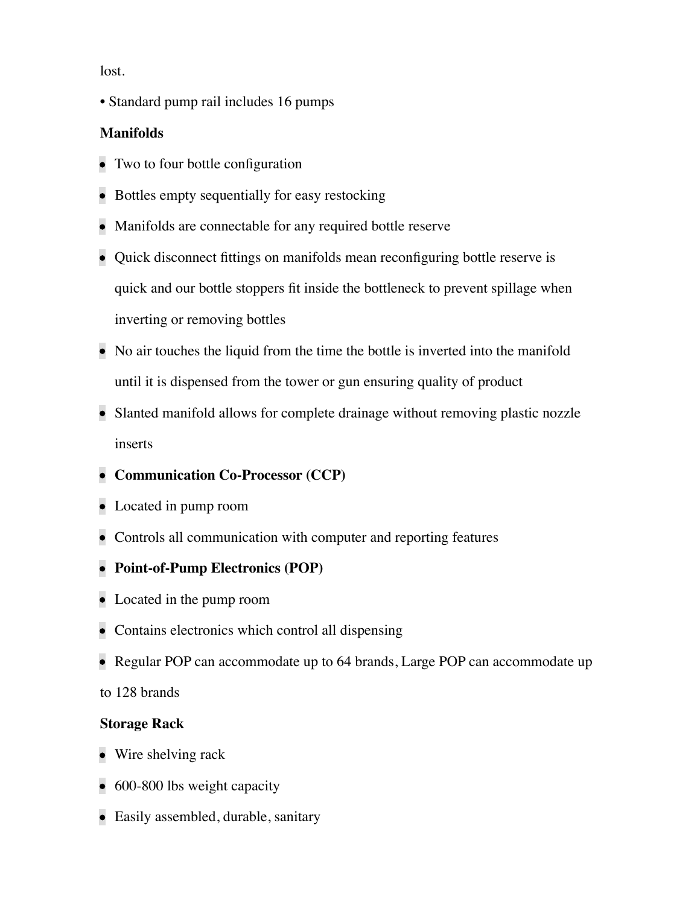lost.

• Standard pump rail includes 16 pumps

**Manifolds**

- Two to four bottle configuration
- Bottles empty sequentially for easy restocking
- Manifolds are connectable for any required bottle reserve
- Quick disconnect fittings on manifolds mean reconfiguring bottle reserve is quick and our bottle stoppers fit inside the bottleneck to prevent spillage when inverting or removing bottles
- No air touches the liquid from the time the bottle is inverted into the manifold until it is dispensed from the tower or gun ensuring quality of product
- Slanted manifold allows for complete drainage without removing plastic nozzle inserts
- **Communication Co-Processor (CCP)**
- Located in pump room
- Controls all communication with computer and reporting features
- **Point-of-Pump Electronics (POP)**
- Located in the pump room
- Contains electronics which control all dispensing
- Regular POP can accommodate up to 64 brands, Large POP can accommodate up to 128 brands

**Storage Rack**

- Wire shelving rack
- 600-800 lbs weight capacity
- Easily assembled, durable, sanitary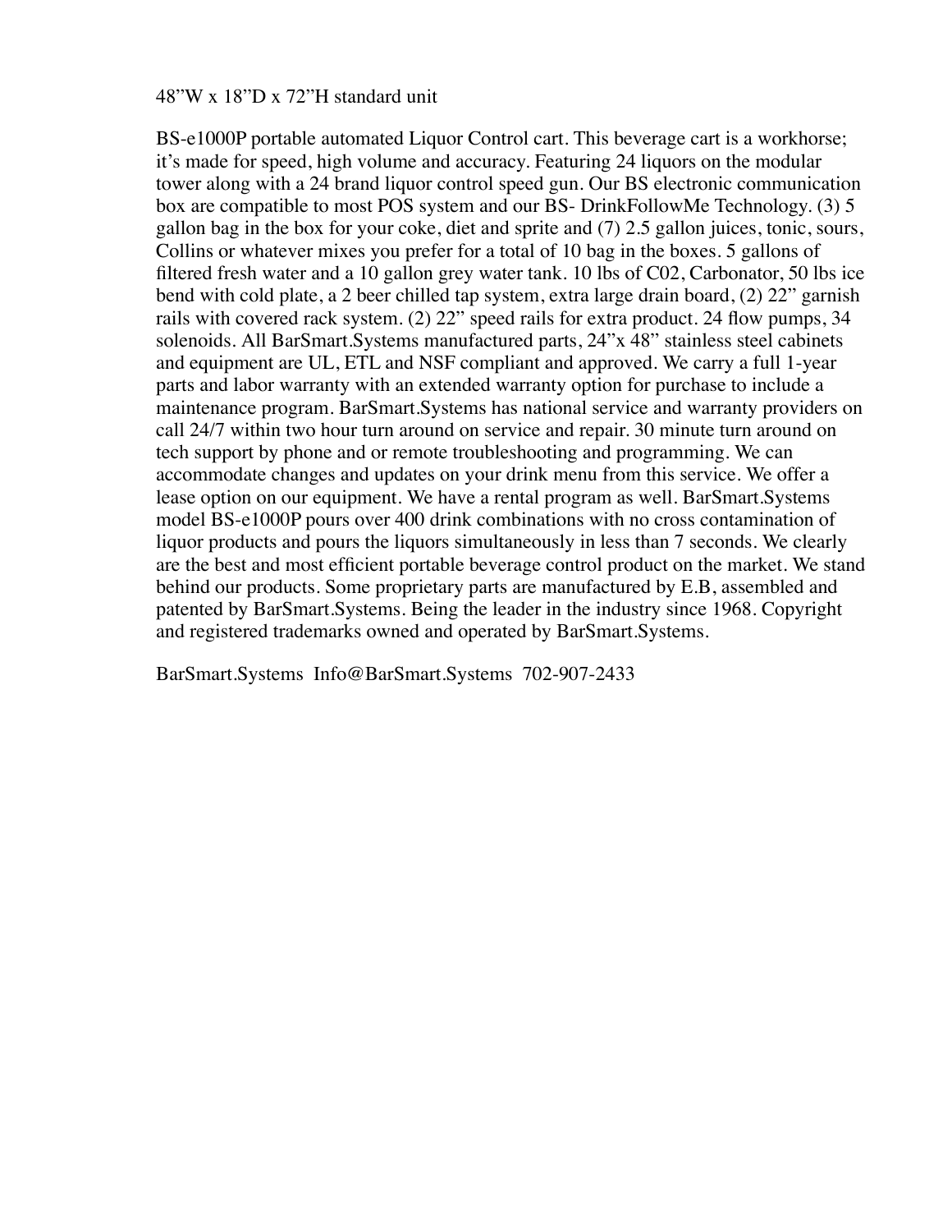48"W x 18"D x 72"H standard unit

BS-e1000P portable automated Liquor Control cart. This beverage cart is a workhorse; it's made for speed, high volume and accuracy. Featuring 24 liquors on the modular tower along with a 24 brand liquor control speed gun. Our BS electronic communication box are compatible to most POS system and our BS- DrinkFollowMe Technology. (3) 5 gallon bag in the box for your coke, diet and sprite and (7) 2.5 gallon juices, tonic, sours, Collins or whatever mixes you prefer for a total of 10 bag in the boxes. 5 gallons of filtered fresh water and a 10 gallon grey water tank. 10 lbs of C02, Carbonator, 50 lbs ice bend with cold plate, a 2 beer chilled tap system, extra large drain board, (2) 22" garnish rails with covered rack system. (2) 22" speed rails for extra product. 24 flow pumps, 34 solenoids. All BarSmart.Systems manufactured parts, 24"x 48" stainless steel cabinets and equipment are UL, ETL and NSF compliant and approved. We carry a full 1-year parts and labor warranty with an extended warranty option for purchase to include a maintenance program. BarSmart.Systems has national service and warranty providers on call 24/7 within two hour turn around on service and repair. 30 minute turn around on tech support by phone and or remote troubleshooting and programming. We can accommodate changes and updates on your drink menu from this service. We offer a lease option on our equipment. We have a rental program as well. BarSmart.Systems model BS-e1000P pours over 400 drink combinations with no cross contamination of liquor products and pours the liquors simultaneously in less than 7 seconds. We clearly are the best and most efficient portable beverage control product on the market. We stand behind our products. Some proprietary parts are manufactured by E.B, assembled and patented by BarSmart.Systems. Being the leader in the industry since 1968. Copyright and registered trademarks owned and operated by BarSmart.Systems.

BarSmart.Systems Info@BarSmart.Systems 702-907-2433